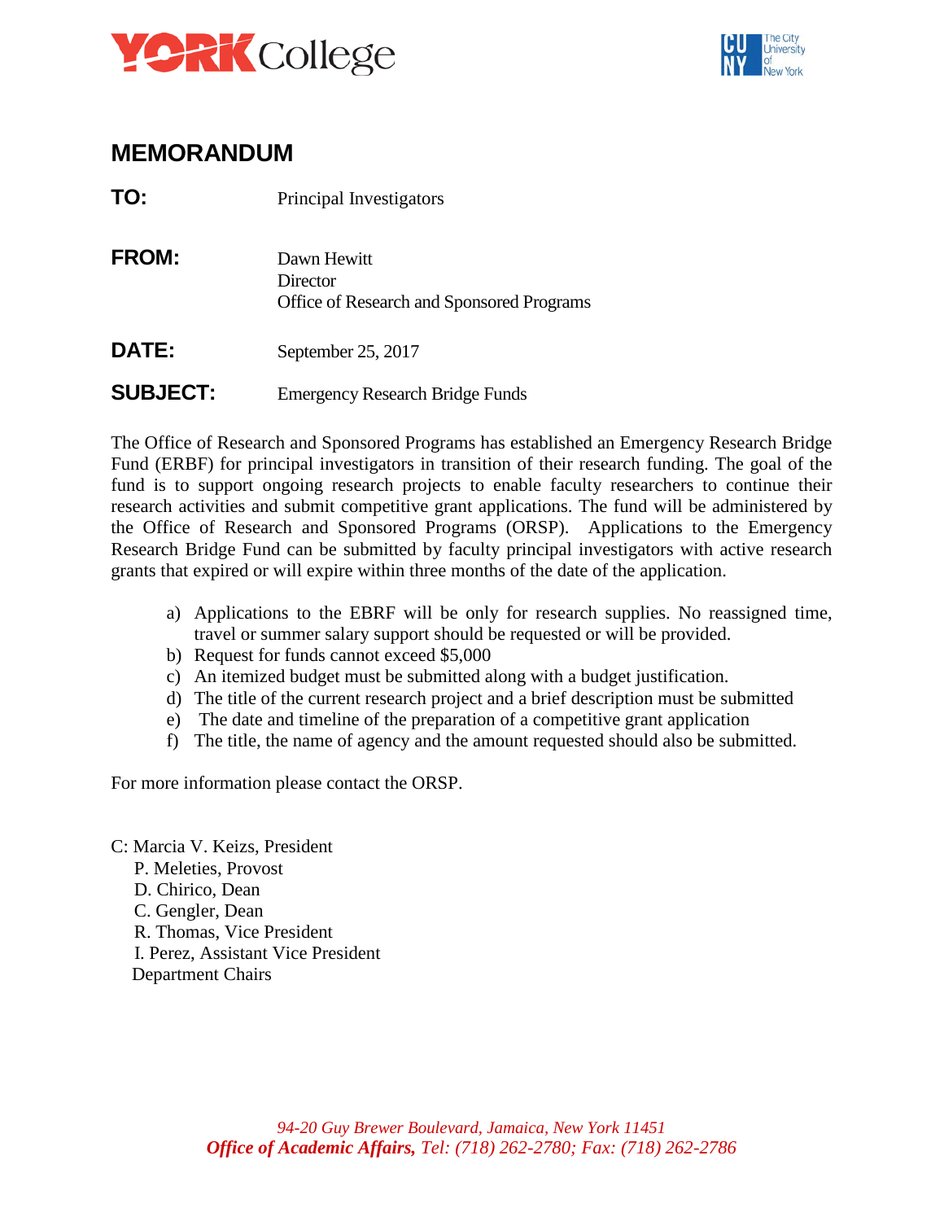# MEMORANDUM

**TO:** Principal Investigators

**FROM:** Dawn Hewitt
Director
Office of Research and Sponsored Programs

**DATE:** September 25, 2017

**SUBJECT:** Emergency Research Bridge Funds

The Office of Research and Sponsored Programs has established an Emergency Research Bridge Fund (ERBF) for principal investigators in transition of their research funding. The goal of the fund is to support ongoing research projects to enable faculty researchers to continue their research activities and submit competitive grant applications. The fund will be administered by the Office of Research and Sponsored Programs (ORSP). Applications to the Emergency Research Bridge Fund can be submitted by faculty principal investigators with active research grants that expired or will expire within three months of the date of the application.

a) Applications to the EBRF will be only for research supplies. No reassigned time, travel or summer salary support should be requested or will be provided.
b) Request for funds cannot exceed $5,000
c) An itemized budget must be submitted along with a budget justification.
d) The title of the current research project and a brief description must be submitted
e) The date and timeline of the preparation of a competitive grant application
f) The title, the name of agency and the amount requested should also be submitted.

For more information please contact the ORSP.

C: Marcia V. Keizs, President
P. Meleties, Provost
D. Chirico, Dean
C. Gengler, Dean
R. Thomas, Vice President
I. Perez, Assistant Vice President
Department Chairs

*94-20 Guy Brewer Boulevard, Jamaica, New York 11451*
***Office of Academic Affairs,*** *Tel: (718) 262-2780; Fax: (718) 262-2786*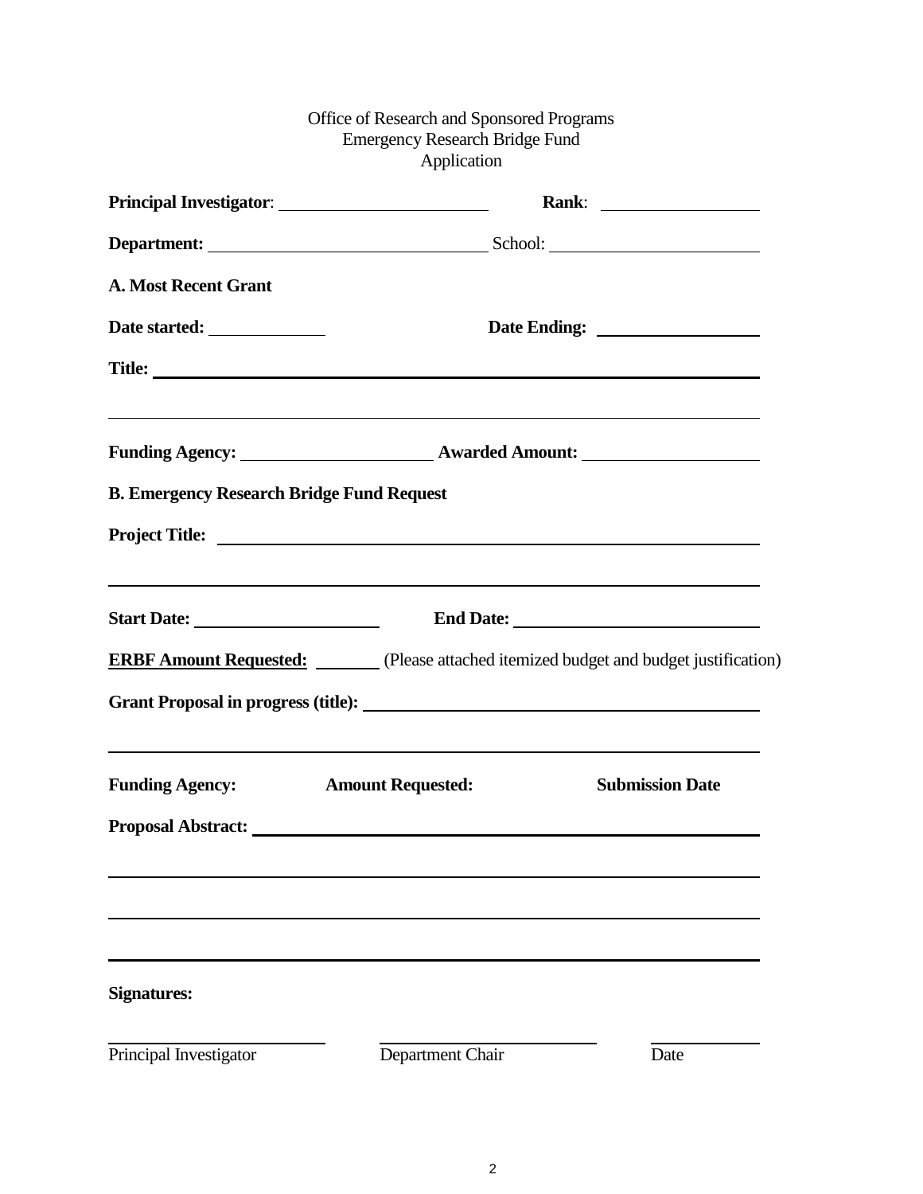Office of Research and Sponsored Programs
Emergency Research Bridge Fund
Application

**Principal Investigator**: ______________________ **Rank**: ________________

**Department:** ______________________________ School: ______________________

**A. Most Recent Grant**

**Date started:** ____________ **Date Ending:** _________________

**Title:** ____________________________________________________________

____________________________________________________________

**Funding Agency:** ____________________ **Awarded Amount:** __________________

**B. Emergency Research Bridge Fund Request**

**Project Title:** ____________________________________________________________

____________________________________________________________

**Start Date:** ____________________ **End Date:** __________________________

**ERBF Amount Requested:** _______ (Please attached itemized budget and budget justification)

**Grant Proposal in progress (title):** ________________________________________

____________________________________________________________

**Funding Agency:** **Amount Requested:** **Submission Date**

**Proposal Abstract:** ____________________________________________________

____________________________________________________________

____________________________________________________________

____________________________________________________________

**Signatures:**

________________________ ________________________ ____________
Principal Investigator Department Chair Date